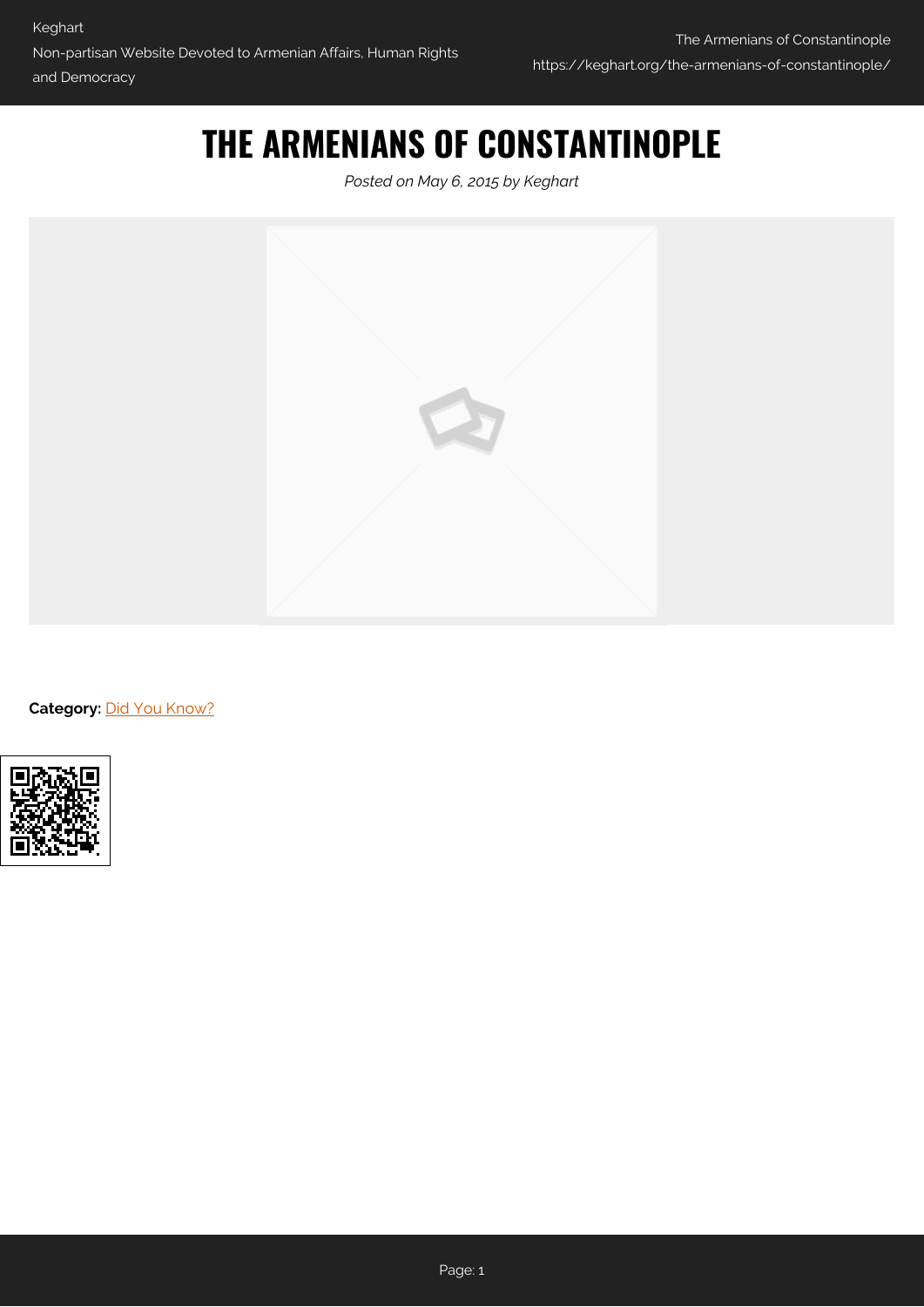# THE ARMENIANS OF CONSTANTINOPLE

*Posted on May 6, 2015 by Keghart*

**Category:** [Did You Know?]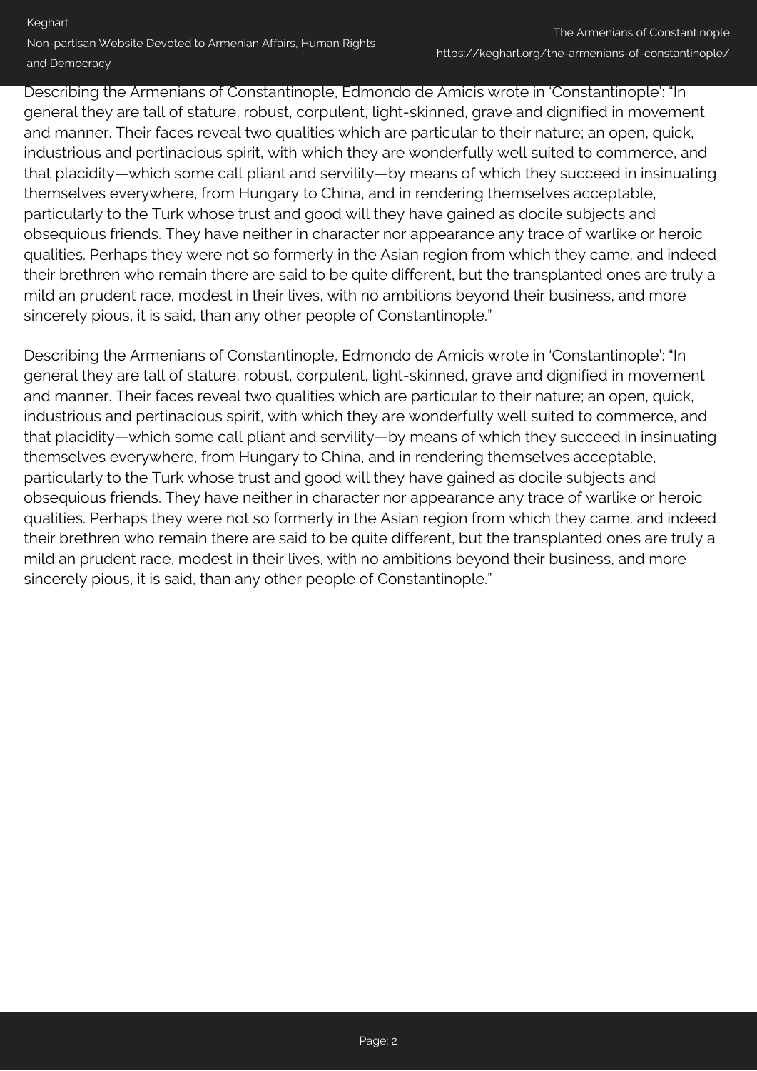Describing the Armenians of Constantinople, Edmondo de Amicis wrote in 'Constantinople': "In general they are tall of stature, robust, corpulent, light-skinned, grave and dignified in movement and manner. Their faces reveal two qualities which are particular to their nature; an open, quick, industrious and pertinacious spirit, with which they are wonderfully well suited to commerce, and that placidity—which some call pliant and servility—by means of which they succeed in insinuating themselves everywhere, from Hungary to China, and in rendering themselves acceptable, particularly to the Turk whose trust and good will they have gained as docile subjects and obsequious friends. They have neither in character nor appearance any trace of warlike or heroic qualities. Perhaps they were not so formerly in the Asian region from which they came, and indeed their brethren who remain there are said to be quite different, but the transplanted ones are truly a mild an prudent race, modest in their lives, with no ambitions beyond their business, and more sincerely pious, it is said, than any other people of Constantinople."

Describing the Armenians of Constantinople, Edmondo de Amicis wrote in 'Constantinople': "In general they are tall of stature, robust, corpulent, light-skinned, grave and dignified in movement and manner. Their faces reveal two qualities which are particular to their nature; an open, quick, industrious and pertinacious spirit, with which they are wonderfully well suited to commerce, and that placidity—which some call pliant and servility—by means of which they succeed in insinuating themselves everywhere, from Hungary to China, and in rendering themselves acceptable, particularly to the Turk whose trust and good will they have gained as docile subjects and obsequious friends. They have neither in character nor appearance any trace of warlike or heroic qualities. Perhaps they were not so formerly in the Asian region from which they came, and indeed their brethren who remain there are said to be quite different, but the transplanted ones are truly a mild an prudent race, modest in their lives, with no ambitions beyond their business, and more sincerely pious, it is said, than any other people of Constantinople."